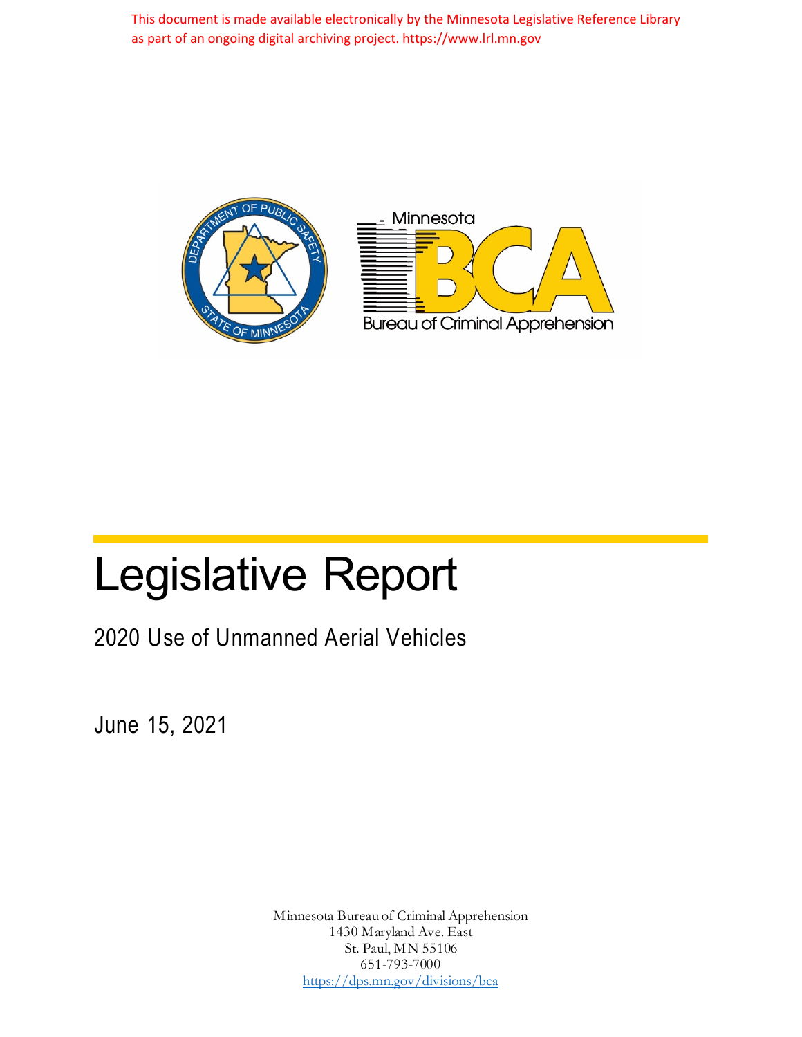This document is made available electronically by the Minnesota Legislative Reference Library as part of an ongoing digital archiving project. https://www.lrl.mn.gov

# Legislative Report

## 2020 Use of Unmanned Aerial Vehicles

June 15, 2021

Minnesota Bureau of Criminal Apprehension
1430 Maryland Ave. East
St. Paul, MN 55106
651-793-7000
https://dps.mn.gov/divisions/bca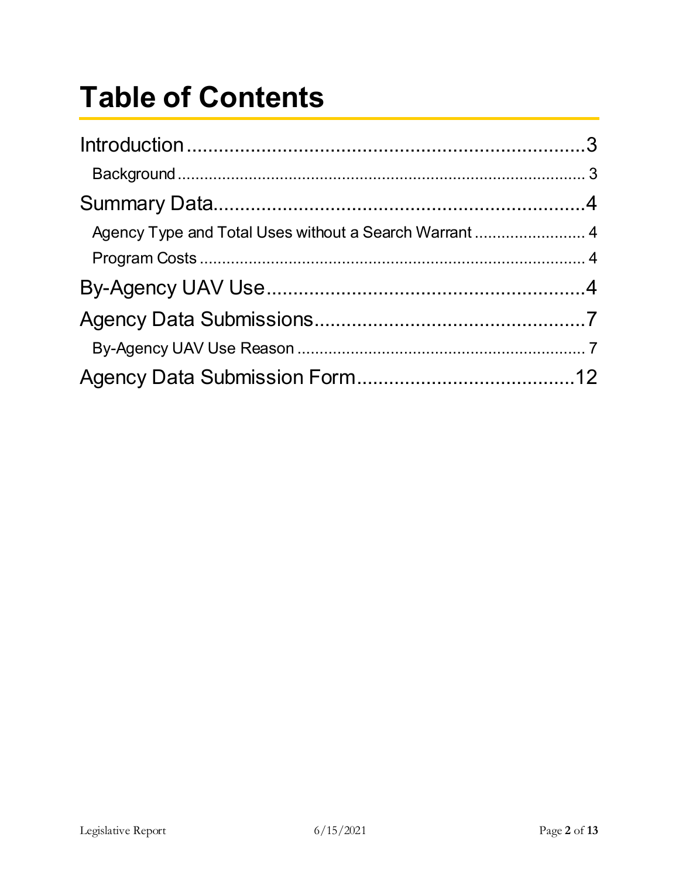# Table of Contents

Introduction ........................................................................ 3

Background ........................................................................ 3

Summary Data ........................................................................ 4

Agency Type and Total Uses without a Search Warrant ........................ 4

Program Costs ........................................................................ 4

By-Agency UAV Use ........................................................................ 4

Agency Data Submissions ........................................................................ 7

By-Agency UAV Use Reason ........................................................................ 7

Agency Data Submission Form ........................................................................ 12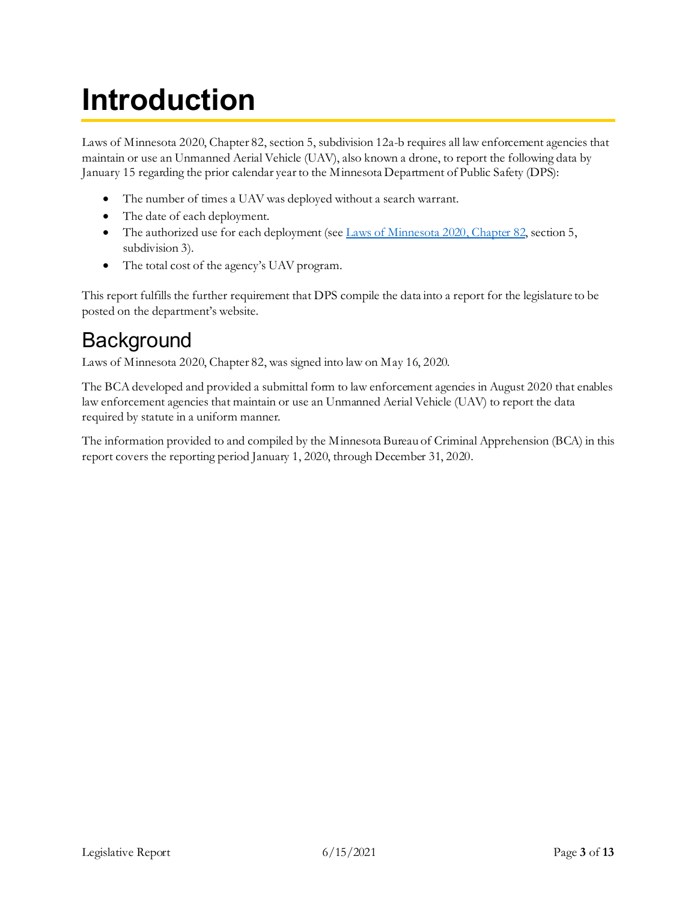# Introduction

Laws of Minnesota 2020, Chapter 82, section 5, subdivision 12a-b requires all law enforcement agencies that maintain or use an Unmanned Aerial Vehicle (UAV), also known a drone, to report the following data by January 15 regarding the prior calendar year to the Minnesota Department of Public Safety (DPS):

- The number of times a UAV was deployed without a search warrant.
- The date of each deployment.
- The authorized use for each deployment (see [Laws of Minnesota 2020, Chapter 82](), section 5, subdivision 3).
- The total cost of the agency's UAV program.

This report fulfills the further requirement that DPS compile the data into a report for the legislature to be posted on the department's website.

## Background

Laws of Minnesota 2020, Chapter 82, was signed into law on May 16, 2020.

The BCA developed and provided a submittal form to law enforcement agencies in August 2020 that enables law enforcement agencies that maintain or use an Unmanned Aerial Vehicle (UAV) to report the data required by statute in a uniform manner.

The information provided to and compiled by the Minnesota Bureau of Criminal Apprehension (BCA) in this report covers the reporting period January 1, 2020, through December 31, 2020.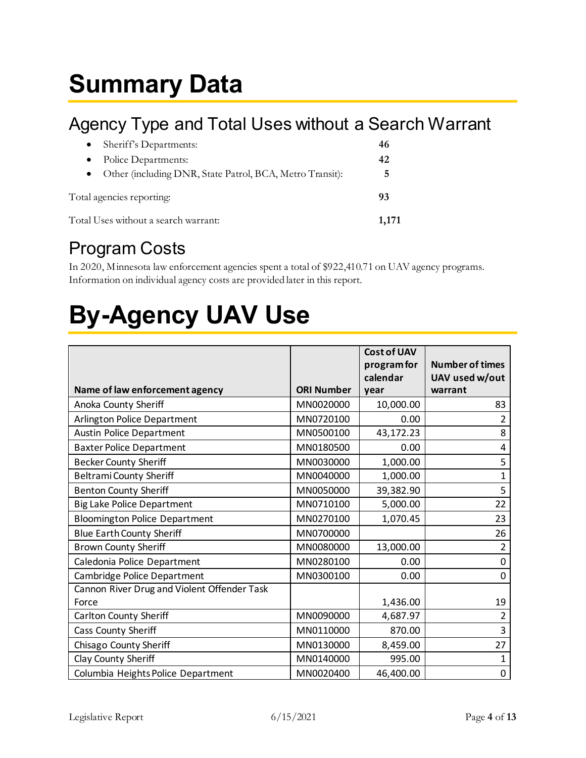# Summary Data

## Agency Type and Total Uses without a Search Warrant

- Sheriff's Departments: **46**
- Police Departments: **42**
- Other (including DNR, State Patrol, BCA, Metro Transit): **5**

Total agencies reporting: **93**

Total Uses without a search warrant: **1,171**

## Program Costs

In 2020, Minnesota law enforcement agencies spent a total of $922,410.71 on UAV agency programs. Information on individual agency costs are provided later in this report.

# By-Agency UAV Use

| Name of law enforcement agency | ORI Number | Cost of UAV program for calendar year | Number of times UAV used w/out warrant |
|---|---|---|---|
| Anoka County Sheriff | MN0020000 | 10,000.00 | 83 |
| Arlington Police Department | MN0720100 | 0.00 | 2 |
| Austin Police Department | MN0500100 | 43,172.23 | 8 |
| Baxter Police Department | MN0180500 | 0.00 | 4 |
| Becker County Sheriff | MN0030000 | 1,000.00 | 5 |
| Beltrami County Sheriff | MN0040000 | 1,000.00 | 1 |
| Benton County Sheriff | MN0050000 | 39,382.90 | 5 |
| Big Lake Police Department | MN0710100 | 5,000.00 | 22 |
| Bloomington Police Department | MN0270100 | 1,070.45 | 23 |
| Blue Earth County Sheriff | MN0700000 | | 26 |
| Brown County Sheriff | MN0080000 | 13,000.00 | 2 |
| Caledonia Police Department | MN0280100 | 0.00 | 0 |
| Cambridge Police Department | MN0300100 | 0.00 | 0 |
| Cannon River Drug and Violent Offender Task Force | | 1,436.00 | 19 |
| Carlton County Sheriff | MN0090000 | 4,687.97 | 2 |
| Cass County Sheriff | MN0110000 | 870.00 | 3 |
| Chisago County Sheriff | MN0130000 | 8,459.00 | 27 |
| Clay County Sheriff | MN0140000 | 995.00 | 1 |
| Columbia Heights Police Department | MN0020400 | 46,400.00 | 0 |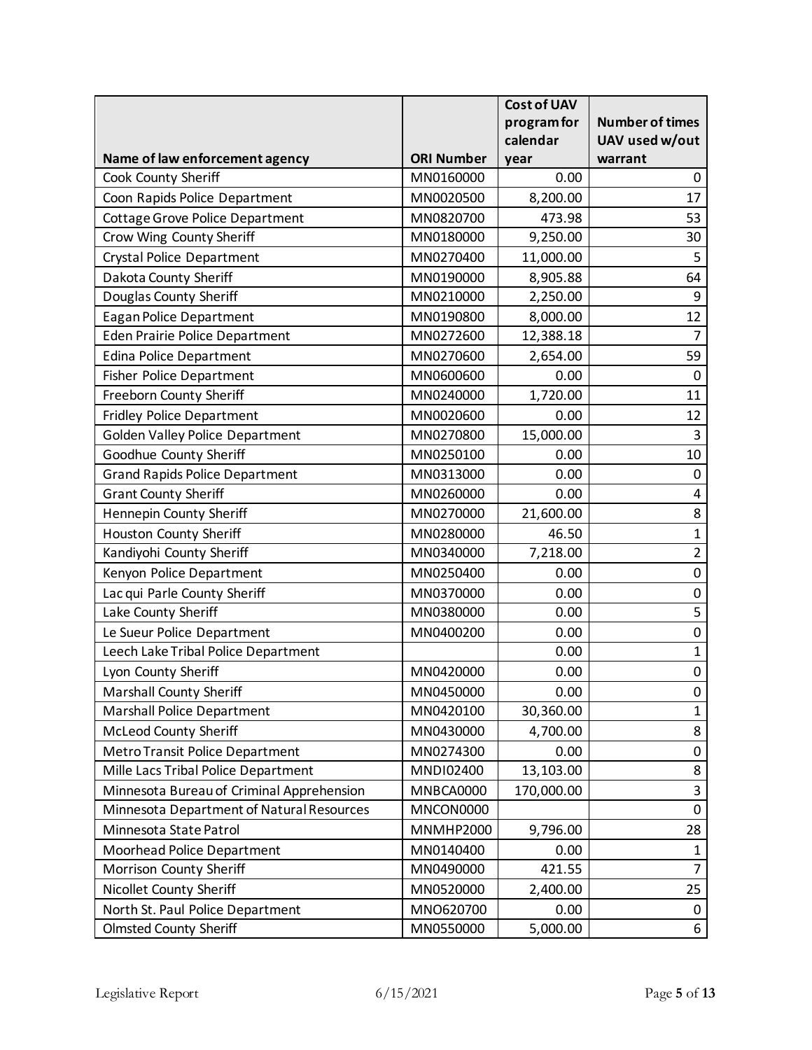| Name of law enforcement agency | ORI Number | Cost of UAV program for calendar year | Number of times UAV used w/out warrant |
|---|---|---|---|
| Cook County Sheriff | MN0160000 | 0.00 | 0 |
| Coon Rapids Police Department | MN0020500 | 8,200.00 | 17 |
| Cottage Grove Police Department | MN0820700 | 473.98 | 53 |
| Crow Wing County Sheriff | MN0180000 | 9,250.00 | 30 |
| Crystal Police Department | MN0270400 | 11,000.00 | 5 |
| Dakota County Sheriff | MN0190000 | 8,905.88 | 64 |
| Douglas County Sheriff | MN0210000 | 2,250.00 | 9 |
| Eagan Police Department | MN0190800 | 8,000.00 | 12 |
| Eden Prairie Police Department | MN0272600 | 12,388.18 | 7 |
| Edina Police Department | MN0270600 | 2,654.00 | 59 |
| Fisher Police Department | MN0600600 | 0.00 | 0 |
| Freeborn County Sheriff | MN0240000 | 1,720.00 | 11 |
| Fridley Police Department | MN0020600 | 0.00 | 12 |
| Golden Valley Police Department | MN0270800 | 15,000.00 | 3 |
| Goodhue County Sheriff | MN0250100 | 0.00 | 10 |
| Grand Rapids Police Department | MN0313000 | 0.00 | 0 |
| Grant County Sheriff | MN0260000 | 0.00 | 4 |
| Hennepin County Sheriff | MN0270000 | 21,600.00 | 8 |
| Houston County Sheriff | MN0280000 | 46.50 | 1 |
| Kandiyohi County Sheriff | MN0340000 | 7,218.00 | 2 |
| Kenyon Police Department | MN0250400 | 0.00 | 0 |
| Lac qui Parle County Sheriff | MN0370000 | 0.00 | 0 |
| Lake County Sheriff | MN0380000 | 0.00 | 5 |
| Le Sueur Police Department | MN0400200 | 0.00 | 0 |
| Leech Lake Tribal Police Department | | 0.00 | 1 |
| Lyon County Sheriff | MN0420000 | 0.00 | 0 |
| Marshall County Sheriff | MN0450000 | 0.00 | 0 |
| Marshall Police Department | MN0420100 | 30,360.00 | 1 |
| McLeod County Sheriff | MN0430000 | 4,700.00 | 8 |
| Metro Transit Police Department | MN0274300 | 0.00 | 0 |
| Mille Lacs Tribal Police Department | MNDI02400 | 13,103.00 | 8 |
| Minnesota Bureau of Criminal Apprehension | MNBCA0000 | 170,000.00 | 3 |
| Minnesota Department of Natural Resources | MNCON0000 | | 0 |
| Minnesota State Patrol | MNMHP2000 | 9,796.00 | 28 |
| Moorhead Police Department | MN0140400 | 0.00 | 1 |
| Morrison County Sheriff | MN0490000 | 421.55 | 7 |
| Nicollet County Sheriff | MN0520000 | 2,400.00 | 25 |
| North St. Paul Police Department | MNO620700 | 0.00 | 0 |
| Olmsted County Sheriff | MN0550000 | 5,000.00 | 6 |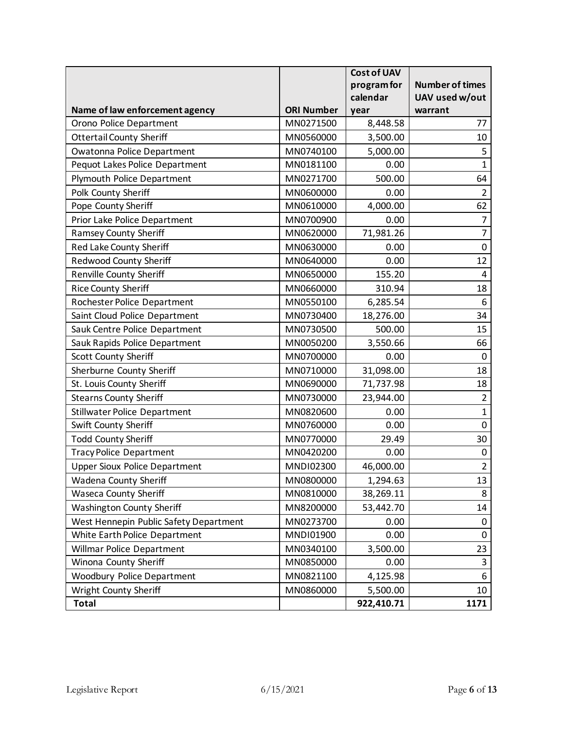| Name of law enforcement agency | ORI Number | Cost of UAV program for calendar year | Number of times UAV used w/out warrant |
|---|---|---|---|
| Orono Police Department | MN0271500 | 8,448.58 | 77 |
| Ottertail County Sheriff | MN0560000 | 3,500.00 | 10 |
| Owatonna Police Department | MN0740100 | 5,000.00 | 5 |
| Pequot Lakes Police Department | MN0181100 | 0.00 | 1 |
| Plymouth Police Department | MN0271700 | 500.00 | 64 |
| Polk County Sheriff | MN0600000 | 0.00 | 2 |
| Pope County Sheriff | MN0610000 | 4,000.00 | 62 |
| Prior Lake Police Department | MN0700900 | 0.00 | 7 |
| Ramsey County Sheriff | MN0620000 | 71,981.26 | 7 |
| Red Lake County Sheriff | MN0630000 | 0.00 | 0 |
| Redwood County Sheriff | MN0640000 | 0.00 | 12 |
| Renville County Sheriff | MN0650000 | 155.20 | 4 |
| Rice County Sheriff | MN0660000 | 310.94 | 18 |
| Rochester Police Department | MN0550100 | 6,285.54 | 6 |
| Saint Cloud Police Department | MN0730400 | 18,276.00 | 34 |
| Sauk Centre Police Department | MN0730500 | 500.00 | 15 |
| Sauk Rapids Police Department | MN0050200 | 3,550.66 | 66 |
| Scott County Sheriff | MN0700000 | 0.00 | 0 |
| Sherburne County Sheriff | MN0710000 | 31,098.00 | 18 |
| St. Louis County Sheriff | MN0690000 | 71,737.98 | 18 |
| Stearns County Sheriff | MN0730000 | 23,944.00 | 2 |
| Stillwater Police Department | MN0820600 | 0.00 | 1 |
| Swift County Sheriff | MN0760000 | 0.00 | 0 |
| Todd County Sheriff | MN0770000 | 29.49 | 30 |
| Tracy Police Department | MN0420200 | 0.00 | 0 |
| Upper Sioux Police Department | MNDI02300 | 46,000.00 | 2 |
| Wadena County Sheriff | MN0800000 | 1,294.63 | 13 |
| Waseca County Sheriff | MN0810000 | 38,269.11 | 8 |
| Washington County Sheriff | MN8200000 | 53,442.70 | 14 |
| West Hennepin Public Safety Department | MN0273700 | 0.00 | 0 |
| White Earth Police Department | MNDI01900 | 0.00 | 0 |
| Willmar Police Department | MN0340100 | 3,500.00 | 23 |
| Winona County Sheriff | MN0850000 | 0.00 | 3 |
| Woodbury Police Department | MN0821100 | 4,125.98 | 6 |
| Wright County Sheriff | MN0860000 | 5,500.00 | 10 |
| **Total** | | **922,410.71** | **1171** |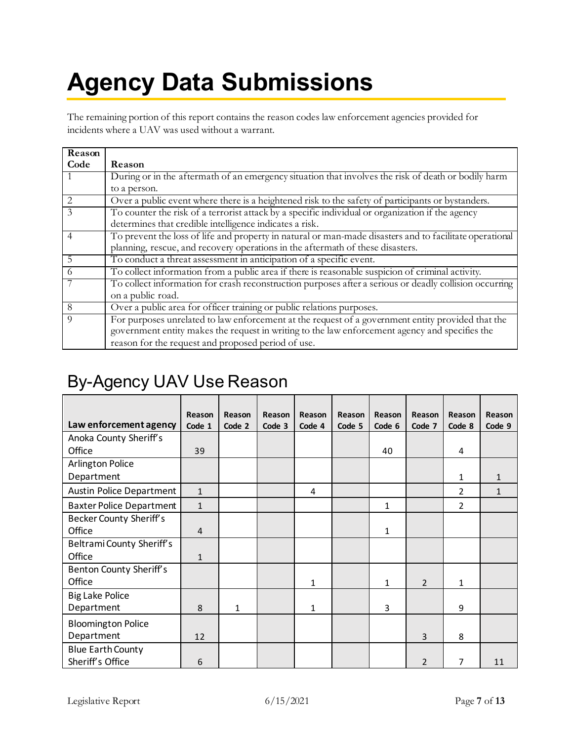# Agency Data Submissions

The remaining portion of this report contains the reason codes law enforcement agencies provided for incidents where a UAV was used without a warrant.

| Reason Code | Reason |
|---|---|
| 1 | During or in the aftermath of an emergency situation that involves the risk of death or bodily harm to a person. |
| 2 | Over a public event where there is a heightened risk to the safety of participants or bystanders. |
| 3 | To counter the risk of a terrorist attack by a specific individual or organization if the agency determines that credible intelligence indicates a risk. |
| 4 | To prevent the loss of life and property in natural or man-made disasters and to facilitate operational planning, rescue, and recovery operations in the aftermath of these disasters. |
| 5 | To conduct a threat assessment in anticipation of a specific event. |
| 6 | To collect information from a public area if there is reasonable suspicion of criminal activity. |
| 7 | To collect information for crash reconstruction purposes after a serious or deadly collision occurring on a public road. |
| 8 | Over a public area for officer training or public relations purposes. |
| 9 | For purposes unrelated to law enforcement at the request of a government entity provided that the government entity makes the request in writing to the law enforcement agency and specifies the reason for the request and proposed period of use. |

## By-Agency UAV Use Reason

| Law enforcement agency | Reason Code 1 | Reason Code 2 | Reason Code 3 | Reason Code 4 | Reason Code 5 | Reason Code 6 | Reason Code 7 | Reason Code 8 | Reason Code 9 |
|---|---|---|---|---|---|---|---|---|---|
| Anoka County Sheriff's Office | 39 | | | | | 40 | | 4 | |
| Arlington Police Department | | | | | | | | 1 | 1 |
| Austin Police Department | 1 | | | 4 | | | | 2 | 1 |
| Baxter Police Department | 1 | | | | | 1 | | 2 | |
| Becker County Sheriff's Office | 4 | | | | | 1 | | | |
| Beltrami County Sheriff's Office | 1 | | | | | | | | |
| Benton County Sheriff's Office | | | | 1 | | 1 | 2 | 1 | |
| Big Lake Police Department | 8 | 1 | | 1 | | 3 | | 9 | |
| Bloomington Police Department | 12 | | | | | | 3 | 8 | |
| Blue Earth County Sheriff's Office | 6 | | | | | | 2 | 7 | 11 |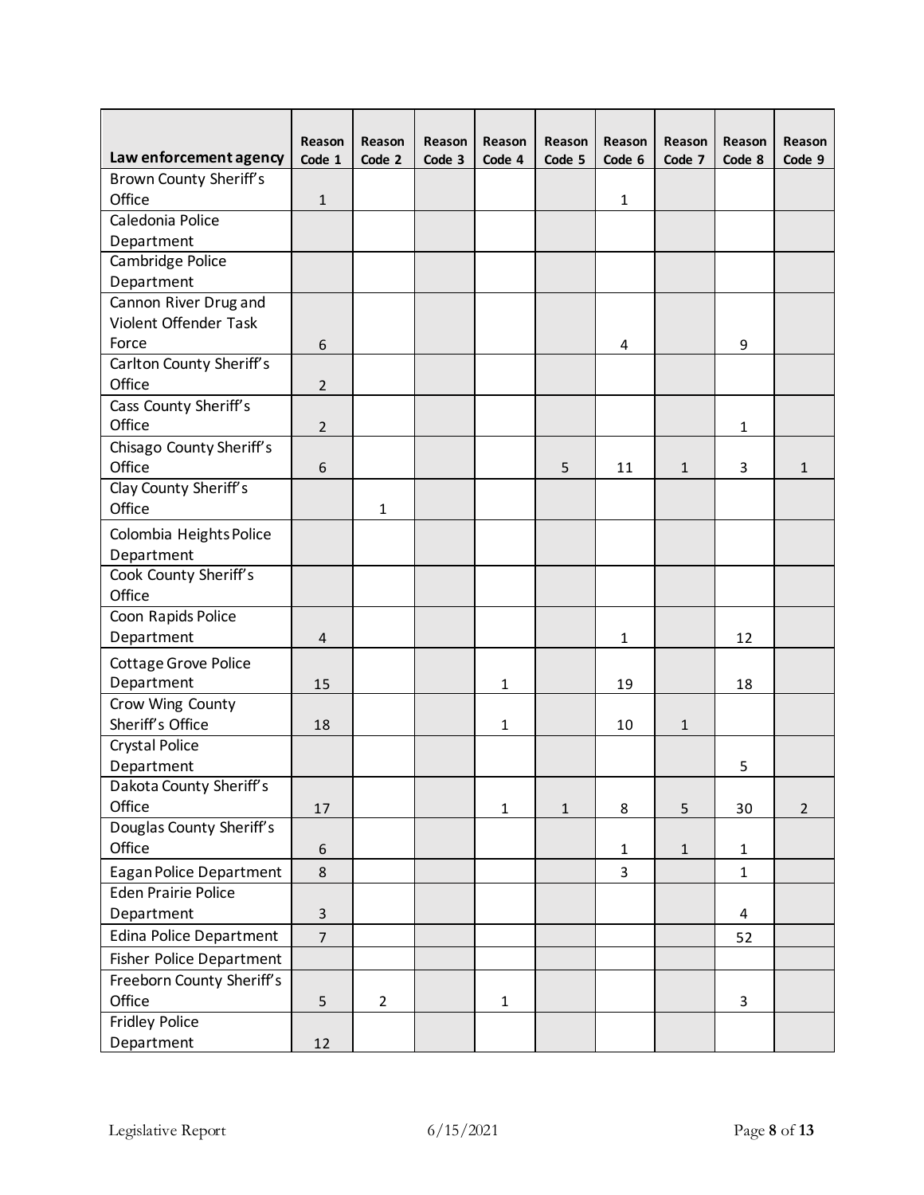| Law enforcement agency | Reason Code 1 | Reason Code 2 | Reason Code 3 | Reason Code 4 | Reason Code 5 | Reason Code 6 | Reason Code 7 | Reason Code 8 | Reason Code 9 |
|---|---|---|---|---|---|---|---|---|---|
| Brown County Sheriff's Office | 1 | | | | | 1 | | | |
| Caledonia Police Department | | | | | | | | | |
| Cambridge Police Department | | | | | | | | | |
| Cannon River Drug and Violent Offender Task Force | 6 | | | | | 4 | | 9 | |
| Carlton County Sheriff's Office | 2 | | | | | | | | |
| Cass County Sheriff's Office | 2 | | | | | | | 1 | |
| Chisago County Sheriff's Office | 6 | | | | 5 | 11 | 1 | 3 | 1 |
| Clay County Sheriff's Office | | 1 | | | | | | | |
| Colombia Heights Police Department | | | | | | | | | |
| Cook County Sheriff's Office | | | | | | | | | |
| Coon Rapids Police Department | 4 | | | | | 1 | | 12 | |
| Cottage Grove Police Department | 15 | | | 1 | | 19 | | 18 | |
| Crow Wing County Sheriff's Office | 18 | | | 1 | | 10 | 1 | | |
| Crystal Police Department | | | | | | | | 5 | |
| Dakota County Sheriff's Office | 17 | | | 1 | 1 | 8 | 5 | 30 | 2 |
| Douglas County Sheriff's Office | 6 | | | | | 1 | 1 | 1 | |
| Eagan Police Department | 8 | | | | | 3 | | 1 | |
| Eden Prairie Police Department | 3 | | | | | | | 4 | |
| Edina Police Department | 7 | | | | | | | 52 | |
| Fisher Police Department | | | | | | | | | |
| Freeborn County Sheriff's Office | 5 | 2 | | 1 | | | | 3 | |
| Fridley Police Department | 12 | | | | | | | | |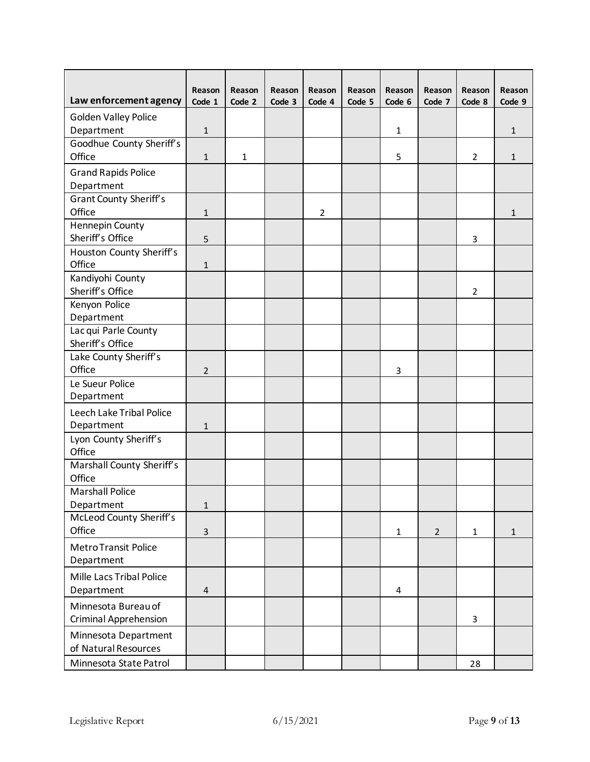| Law enforcement agency | Reason Code 1 | Reason Code 2 | Reason Code 3 | Reason Code 4 | Reason Code 5 | Reason Code 6 | Reason Code 7 | Reason Code 8 | Reason Code 9 |
|---|---|---|---|---|---|---|---|---|---|
| Golden Valley Police Department | 1 | | | | | 1 | | | 1 |
| Goodhue County Sheriff's Office | 1 | 1 | | | | 5 | | 2 | 1 |
| Grand Rapids Police Department | | | | | | | | | |
| Grant County Sheriff's Office | 1 | | | 2 | | | | | 1 |
| Hennepin County Sheriff's Office | 5 | | | | | | | 3 | |
| Houston County Sheriff's Office | 1 | | | | | | | | |
| Kandiyohi County Sheriff's Office | | | | | | | | 2 | |
| Kenyon Police Department | | | | | | | | | |
| Lac qui Parle County Sheriff's Office | | | | | | | | | |
| Lake County Sheriff's Office | 2 | | | | | 3 | | | |
| Le Sueur Police Department | | | | | | | | | |
| Leech Lake Tribal Police Department | 1 | | | | | | | | |
| Lyon County Sheriff's Office | | | | | | | | | |
| Marshall County Sheriff's Office | | | | | | | | | |
| Marshall Police Department | 1 | | | | | | | | |
| McLeod County Sheriff's Office | 3 | | | | | 1 | 2 | 1 | 1 |
| Metro Transit Police Department | | | | | | | | | |
| Mille Lacs Tribal Police Department | 4 | | | | | 4 | | | |
| Minnesota Bureau of Criminal Apprehension | | | | | | | | 3 | |
| Minnesota Department of Natural Resources | | | | | | | | | |
| Minnesota State Patrol | | | | | | | | 28 | |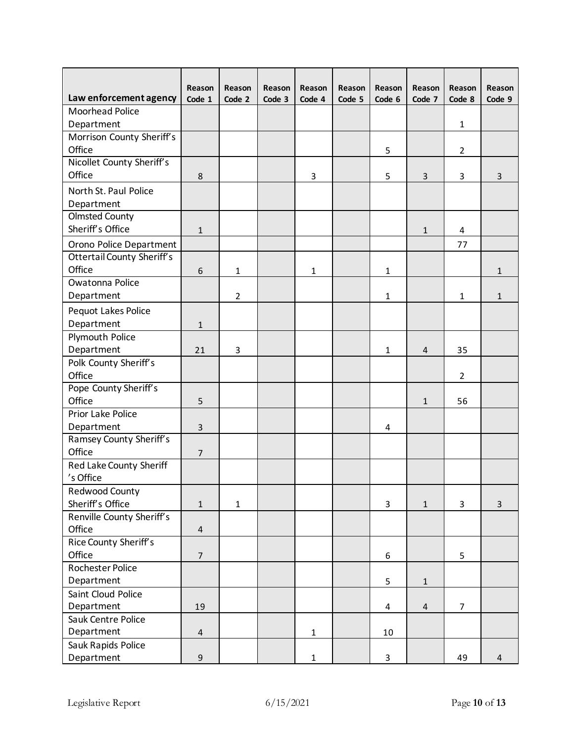| Law enforcement agency | Reason Code 1 | Reason Code 2 | Reason Code 3 | Reason Code 4 | Reason Code 5 | Reason Code 6 | Reason Code 7 | Reason Code 8 | Reason Code 9 |
|---|---|---|---|---|---|---|---|---|---|
| Moorhead Police Department | | | | | | | | 1 | |
| Morrison County Sheriff's Office | | | | | | 5 | | 2 | |
| Nicollet County Sheriff's Office | 8 | | | 3 | | 5 | 3 | 3 | 3 |
| North St. Paul Police Department | | | | | | | | | |
| Olmsted County Sheriff's Office | 1 | | | | | | 1 | 4 | |
| Orono Police Department | | | | | | | | 77 | |
| Ottertail County Sheriff's Office | 6 | 1 | | 1 | | 1 | | | 1 |
| Owatonna Police Department | | 2 | | | | 1 | | 1 | 1 |
| Pequot Lakes Police Department | 1 | | | | | | | | |
| Plymouth Police Department | 21 | 3 | | | | 1 | 4 | 35 | |
| Polk County Sheriff's Office | | | | | | | | 2 | |
| Pope County Sheriff's Office | 5 | | | | | | 1 | 56 | |
| Prior Lake Police Department | 3 | | | | | 4 | | | |
| Ramsey County Sheriff's Office | 7 | | | | | | | | |
| Red Lake County Sheriff 's Office | | | | | | | | | |
| Redwood County Sheriff's Office | 1 | 1 | | | | 3 | 1 | 3 | 3 |
| Renville County Sheriff's Office | 4 | | | | | | | | |
| Rice County Sheriff's Office | 7 | | | | | 6 | | 5 | |
| Rochester Police Department | | | | | | 5 | 1 | | |
| Saint Cloud Police Department | 19 | | | | | 4 | 4 | 7 | |
| Sauk Centre Police Department | 4 | | | 1 | | 10 | | | |
| Sauk Rapids Police Department | 9 | | | 1 | | 3 | | 49 | 4 |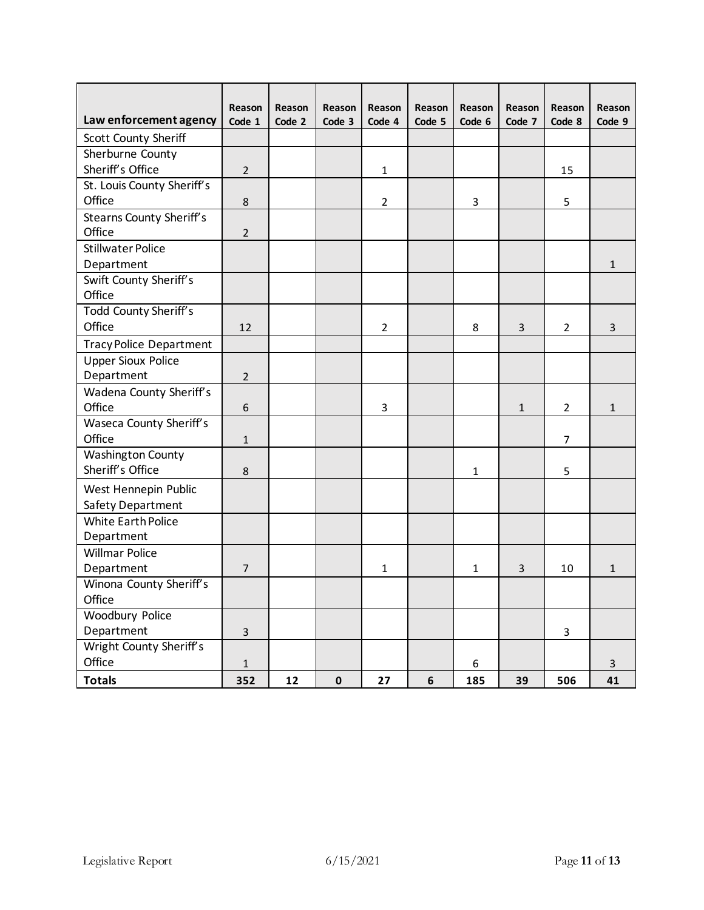| Law enforcement agency | Reason Code 1 | Reason Code 2 | Reason Code 3 | Reason Code 4 | Reason Code 5 | Reason Code 6 | Reason Code 7 | Reason Code 8 | Reason Code 9 |
|---|---|---|---|---|---|---|---|---|---|
| Scott County Sheriff | | | | | | | | | |
| Sherburne County Sheriff's Office | 2 | | | 1 | | | | 15 | |
| St. Louis County Sheriff's Office | 8 | | | 2 | | 3 | | 5 | |
| Stearns County Sheriff's Office | 2 | | | | | | | | |
| Stillwater Police Department | | | | | | | | | 1 |
| Swift County Sheriff's Office | | | | | | | | | |
| Todd County Sheriff's Office | 12 | | | 2 | | 8 | 3 | 2 | 3 |
| Tracy Police Department | | | | | | | | | |
| Upper Sioux Police Department | 2 | | | | | | | | |
| Wadena County Sheriff's Office | 6 | | | 3 | | | 1 | 2 | 1 |
| Waseca County Sheriff's Office | 1 | | | | | | | 7 | |
| Washington County Sheriff's Office | 8 | | | | | 1 | | 5 | |
| West Hennepin Public Safety Department | | | | | | | | | |
| White Earth Police Department | | | | | | | | | |
| Willmar Police Department | 7 | | | 1 | | 1 | 3 | 10 | 1 |
| Winona County Sheriff's Office | | | | | | | | | |
| Woodbury Police Department | 3 | | | | | | | 3 | |
| Wright County Sheriff's Office | 1 | | | | | 6 | | | 3 |
| **Totals** | **352** | **12** | **0** | **27** | **6** | **185** | **39** | **506** | **41** |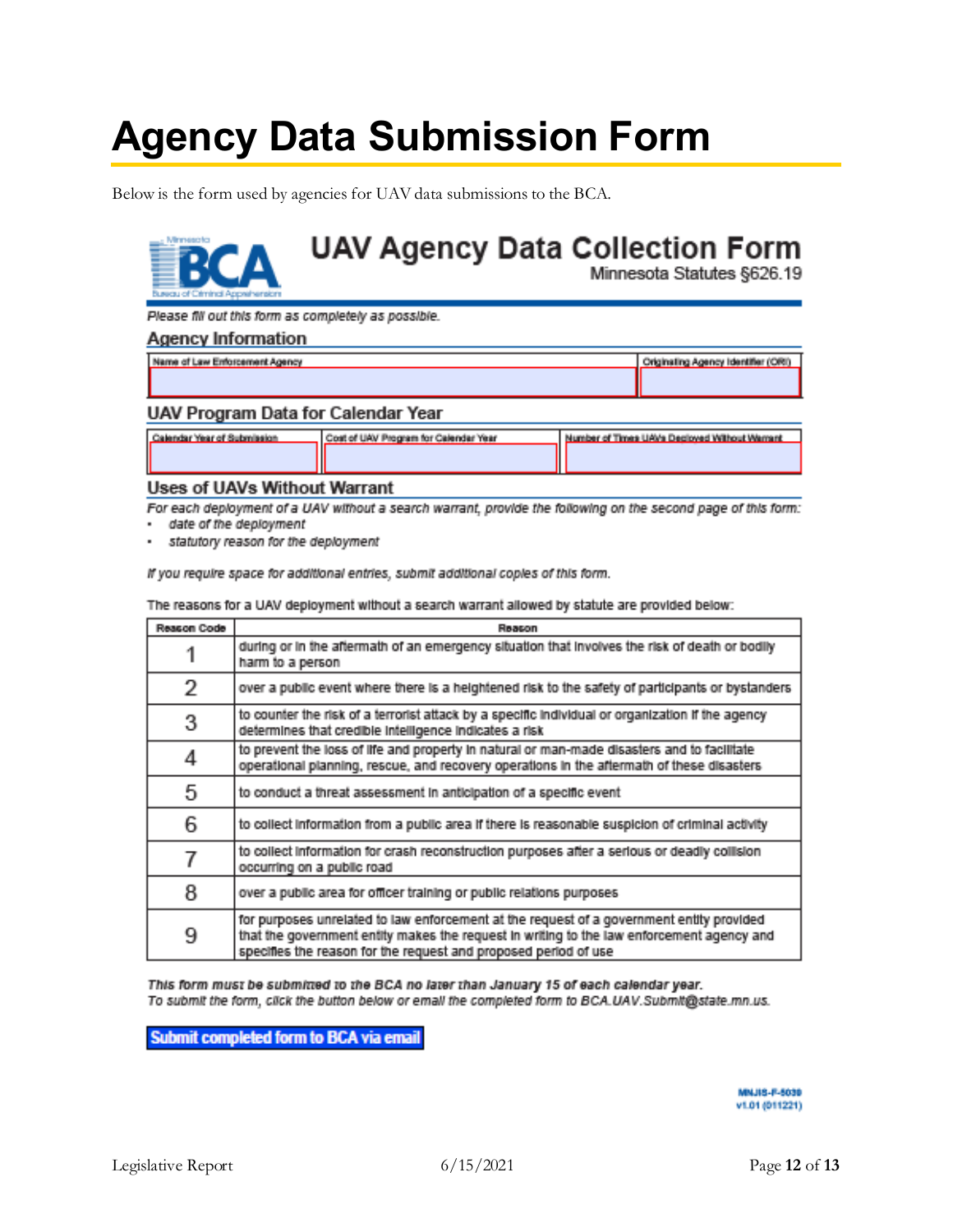# Agency Data Submission Form

Below is the form used by agencies for UAV data submissions to the BCA.

Minnesota BCA Bureau of Criminal Apprehension

## UAV Agency Data Collection Form

Minnesota Statutes §626.19

*Please fill out this form as completely as possible.*

### Agency Information

| Name of Law Enforcement Agency | Originating Agency Identifier (ORI) |
|---|---|
| | |

### UAV Program Data for Calendar Year

| Calendar Year of Submission | Cost of UAV Program for Calendar Year | Number of Times UAVs Deployed Without Warrant |
|---|---|---|
| | | |

### Uses of UAVs Without Warrant

*For each deployment of a UAV without a search warrant, provide the following on the second page of this form:*

- *date of the deployment*
- *statutory reason for the deployment*

*If you require space for additional entries, submit additional copies of this form.*

The reasons for a UAV deployment without a search warrant allowed by statute are provided below:

| Reason Code | Reason |
|---|---|
| 1 | during or in the aftermath of an emergency situation that involves the risk of death or bodily harm to a person |
| 2 | over a public event where there is a heightened risk to the safety of participants or bystanders |
| 3 | to counter the risk of a terrorist attack by a specific individual or organization if the agency determines that credible intelligence indicates a risk |
| 4 | to prevent the loss of life and property in natural or man-made disasters and to facilitate operational planning, rescue, and recovery operations in the aftermath of these disasters |
| 5 | to conduct a threat assessment in anticipation of a specific event |
| 6 | to collect information from a public area if there is reasonable suspicion of criminal activity |
| 7 | to collect information for crash reconstruction purposes after a serious or deadly collision occurring on a public road |
| 8 | over a public area for officer training or public relations purposes |
| 9 | for purposes unrelated to law enforcement at the request of a government entity provided that the government entity makes the request in writing to the law enforcement agency and specifies the reason for the request and proposed period of use |

***This form must be submitted to the BCA no later than January 15 of each calendar year.***
*To submit the form, click the button below or email the completed form to BCA.UAV.Submit@state.mn.us.*

**Submit completed form to BCA via email**

MNJIS-F-5030
v1.01 (011221)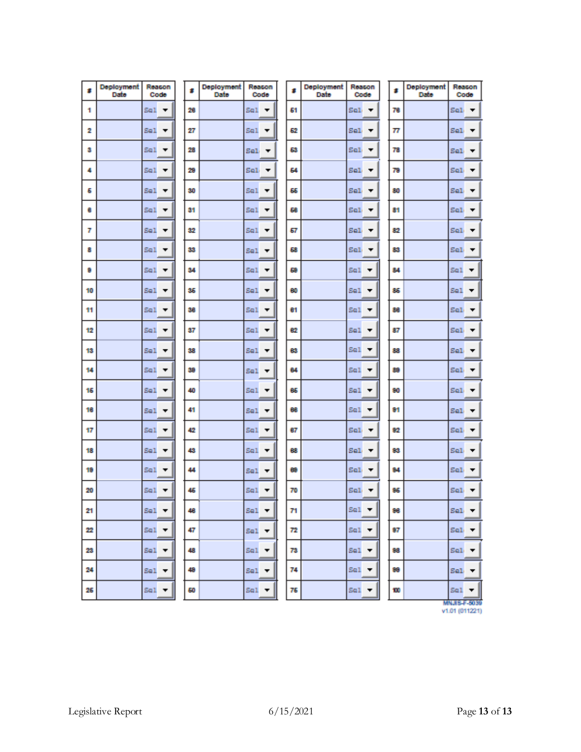| # | Deployment Date | Reason Code |
|---|---|---|
| 1 | | Sel |
| 2 | | Sel |
| 3 | | Sel |
| 4 | | Sel |
| 5 | | Sel |
| 6 | | Sel |
| 7 | | Sel |
| 8 | | Sel |
| 9 | | Sel |
| 10 | | Sel |
| 11 | | Sel |
| 12 | | Sel |
| 13 | | Sel |
| 14 | | Sel |
| 15 | | Sel |
| 16 | | Sel |
| 17 | | Sel |
| 18 | | Sel |
| 19 | | Sel |
| 20 | | Sel |
| 21 | | Sel |
| 22 | | Sel |
| 23 | | Sel |
| 24 | | Sel |
| 25 | | Sel |
| 26 | | Sel |
| 27 | | Sel |
| 28 | | Sel |
| 29 | | Sel |
| 30 | | Sel |
| 31 | | Sel |
| 32 | | Sel |
| 33 | | Sel |
| 34 | | Sel |
| 35 | | Sel |
| 36 | | Sel |
| 37 | | Sel |
| 38 | | Sel |
| 39 | | Sel |
| 40 | | Sel |
| 41 | | Sel |
| 42 | | Sel |
| 43 | | Sel |
| 44 | | Sel |
| 45 | | Sel |
| 46 | | Sel |
| 47 | | Sel |
| 48 | | Sel |
| 49 | | Sel |
| 50 | | Sel |
| 51 | | Sel |
| 52 | | Sel |
| 53 | | Sel |
| 54 | | Sel |
| 55 | | Sel |
| 56 | | Sel |
| 57 | | Sel |
| 58 | | Sel |
| 59 | | Sel |
| 60 | | Sel |
| 61 | | Sel |
| 62 | | Sel |
| 63 | | Sel |
| 64 | | Sel |
| 65 | | Sel |
| 66 | | Sel |
| 67 | | Sel |
| 68 | | Sel |
| 69 | | Sel |
| 70 | | Sel |
| 71 | | Sel |
| 72 | | Sel |
| 73 | | Sel |
| 74 | | Sel |
| 75 | | Sel |
| 76 | | Sel |
| 77 | | Sel |
| 78 | | Sel |
| 79 | | Sel |
| 80 | | Sel |
| 81 | | Sel |
| 82 | | Sel |
| 83 | | Sel |
| 84 | | Sel |
| 85 | | Sel |
| 86 | | Sel |
| 87 | | Sel |
| 88 | | Sel |
| 89 | | Sel |
| 90 | | Sel |
| 91 | | Sel |
| 92 | | Sel |
| 93 | | Sel |
| 94 | | Sel |
| 95 | | Sel |
| 96 | | Sel |
| 97 | | Sel |
| 98 | | Sel |
| 99 | | Sel |
| 100 | | Sel |

MNJIS-F-5039
v1.01 (011221)